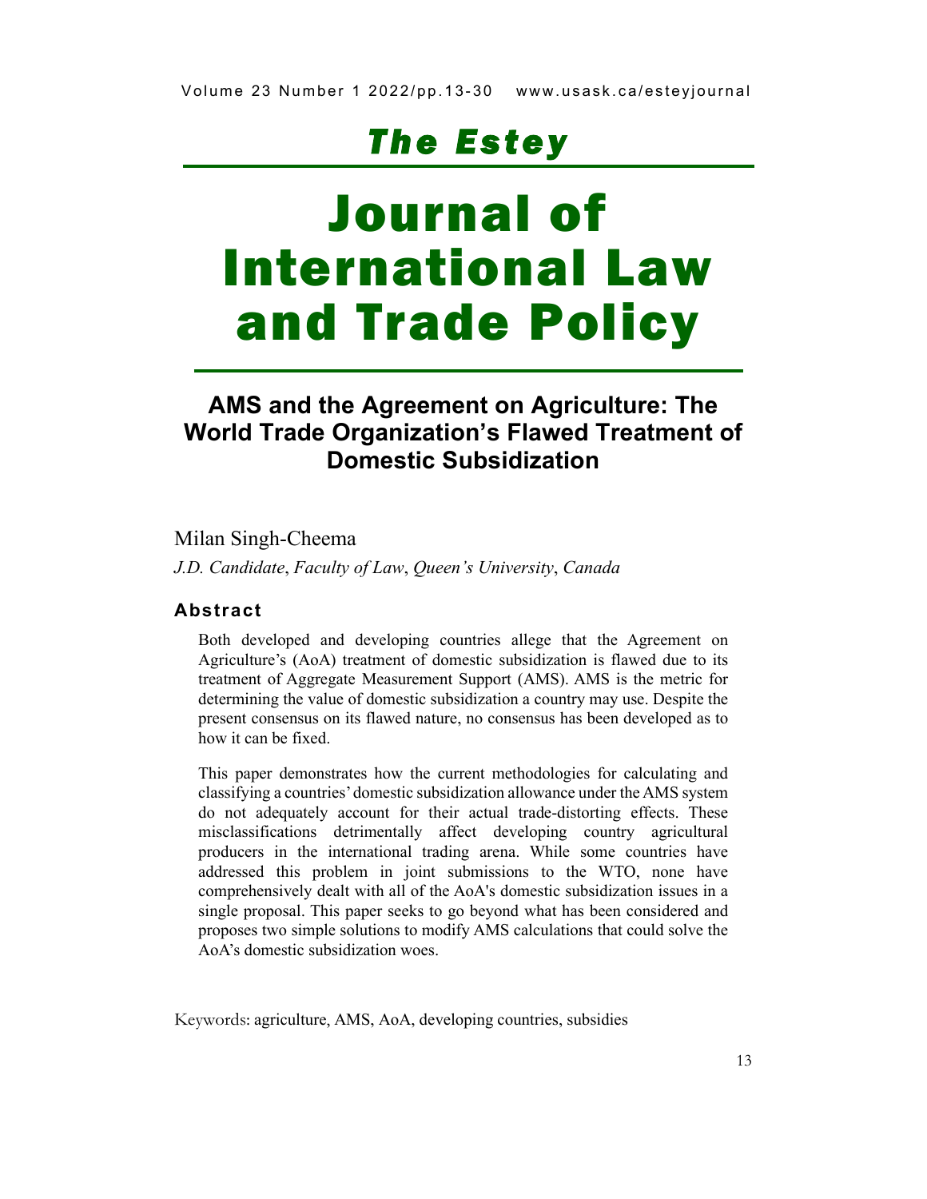# The Estey Journal of International Law and Trade Policy

## AMS and the Agreement on Agriculture: The World Trade Organization's Flawed Treatment of Domestic Subsidization

Milan Singh-Cheema

*J.D. Candidate*, *Faculty of Law*, *Queen's University*, *Canada*

### Abstract

Both developed and developing countries allege that the Agreement on Agriculture's (AoA) treatment of domestic subsidization is flawed due to its treatment of Aggregate Measurement Support (AMS). AMS is the metric for determining the value of domestic subsidization a country may use. Despite the present consensus on its flawed nature, no consensus has been developed as to how it can be fixed.

This paper demonstrates how the current methodologies for calculating and classifying a countries' domestic subsidization allowance under the AMS system do not adequately account for their actual trade-distorting effects. These misclassifications detrimentally affect developing country agricultural producers in the international trading arena. While some countries have addressed this problem in joint submissions to the WTO, none have comprehensively dealt with all of the AoA's domestic subsidization issues in a single proposal. This paper seeks to go beyond what has been considered and proposes two simple solutions to modify AMS calculations that could solve the AoA's domestic subsidization woes.

Keywords: agriculture, AMS, AoA, developing countries, subsidies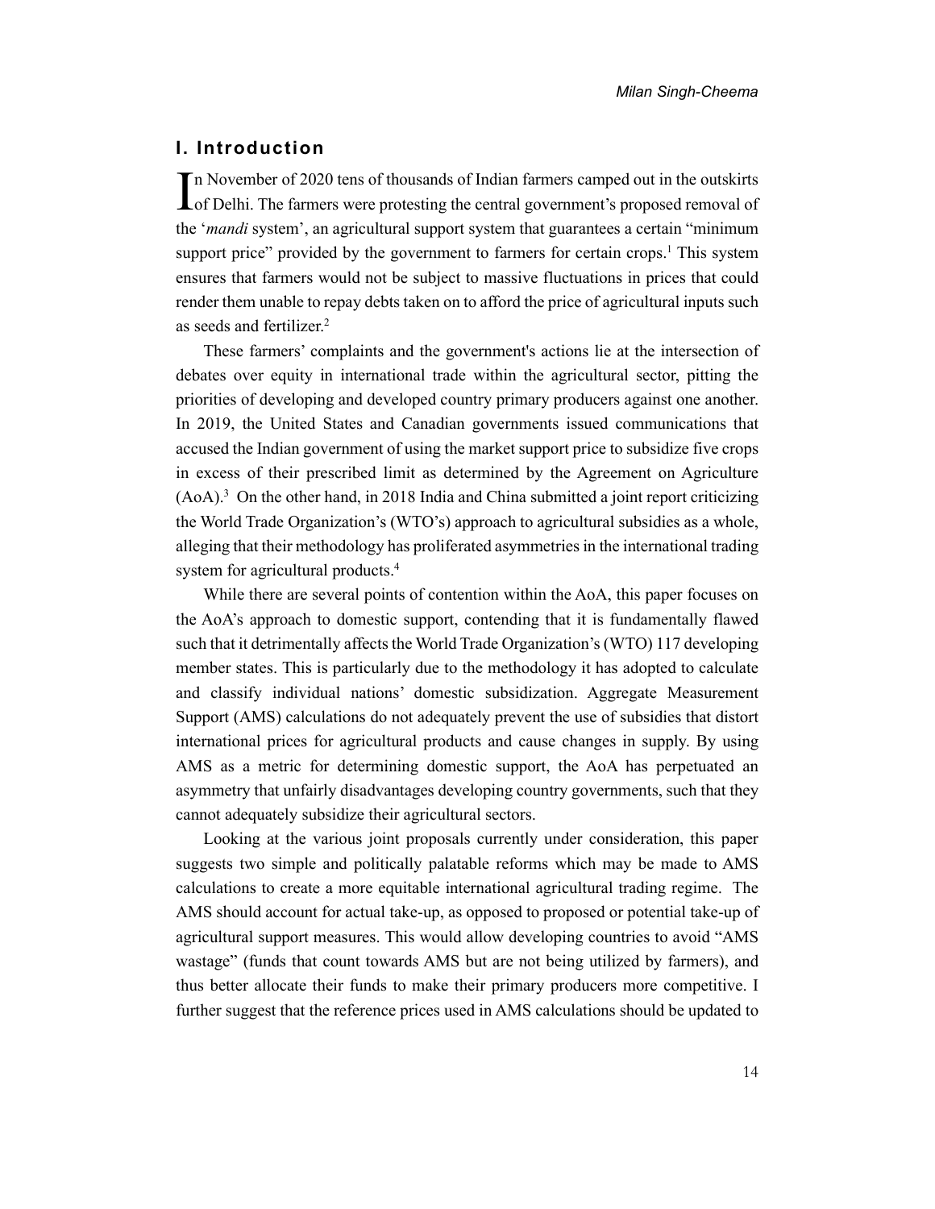## I. Introduction

In November of 2020 tens of thousands of Indian farmers camped out in the outskirts of Delhi. The farmers were protesting the central government's proposed removal of the '*mandi* system', an agricultural support system that guarantees a certain "minimum support price" provided by the government to farmers for certain crops.[1] This system ensures that farmers would not be subject to massive fluctuations in prices that could render them unable to repay debts taken on to afford the price of agricultural inputs such as seeds and fertilizer.[2]

These farmers' complaints and the government's actions lie at the intersection of debates over equity in international trade within the agricultural sector, pitting the priorities of developing and developed country primary producers against one another. In 2019, the United States and Canadian governments issued communications that accused the Indian government of using the market support price to subsidize five crops in excess of their prescribed limit as determined by the Agreement on Agriculture (AoA).[3] On the other hand, in 2018 India and China submitted a joint report criticizing the World Trade Organization's (WTO's) approach to agricultural subsidies as a whole, alleging that their methodology has proliferated asymmetries in the international trading system for agricultural products.[4]

While there are several points of contention within the AoA, this paper focuses on the AoA's approach to domestic support, contending that it is fundamentally flawed such that it detrimentally affects the World Trade Organization's (WTO) 117 developing member states. This is particularly due to the methodology it has adopted to calculate and classify individual nations' domestic subsidization. Aggregate Measurement Support (AMS) calculations do not adequately prevent the use of subsidies that distort international prices for agricultural products and cause changes in supply. By using AMS as a metric for determining domestic support, the AoA has perpetuated an asymmetry that unfairly disadvantages developing country governments, such that they cannot adequately subsidize their agricultural sectors.

Looking at the various joint proposals currently under consideration, this paper suggests two simple and politically palatable reforms which may be made to AMS calculations to create a more equitable international agricultural trading regime. The AMS should account for actual take-up, as opposed to proposed or potential take-up of agricultural support measures. This would allow developing countries to avoid "AMS wastage" (funds that count towards AMS but are not being utilized by farmers), and thus better allocate their funds to make their primary producers more competitive. I further suggest that the reference prices used in AMS calculations should be updated to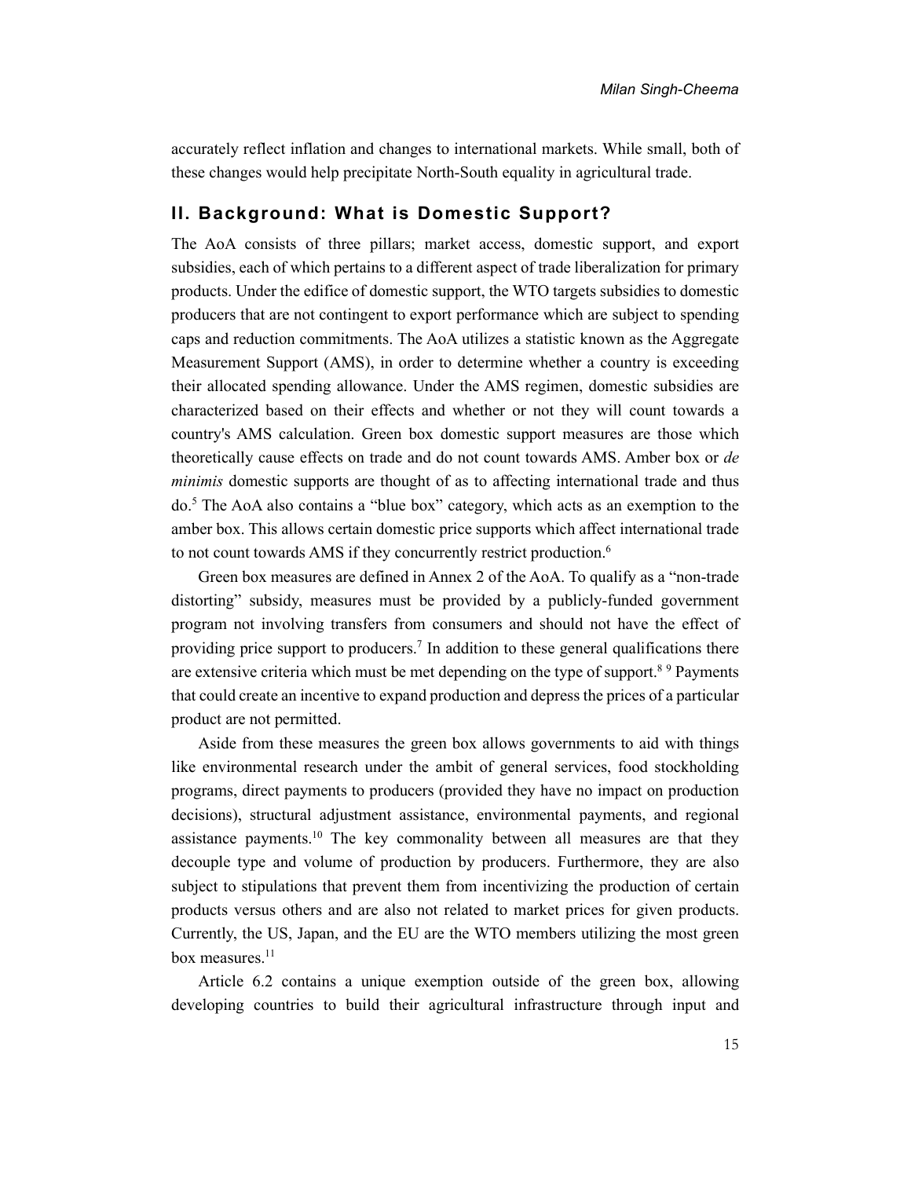accurately reflect inflation and changes to international markets. While small, both of these changes would help precipitate North-South equality in agricultural trade.

## II. Background: What is Domestic Support?

The AoA consists of three pillars; market access, domestic support, and export subsidies, each of which pertains to a different aspect of trade liberalization for primary products. Under the edifice of domestic support, the WTO targets subsidies to domestic producers that are not contingent to export performance which are subject to spending caps and reduction commitments. The AoA utilizes a statistic known as the Aggregate Measurement Support (AMS), in order to determine whether a country is exceeding their allocated spending allowance. Under the AMS regimen, domestic subsidies are characterized based on their effects and whether or not they will count towards a country's AMS calculation. Green box domestic support measures are those which theoretically cause effects on trade and do not count towards AMS. Amber box or *de minimis* domestic supports are thought of as to affecting international trade and thus do.[5] The AoA also contains a "blue box" category, which acts as an exemption to the amber box. This allows certain domestic price supports which affect international trade to not count towards AMS if they concurrently restrict production.[6]

Green box measures are defined in Annex 2 of the AoA. To qualify as a "non-trade distorting" subsidy, measures must be provided by a publicly-funded government program not involving transfers from consumers and should not have the effect of providing price support to producers.[7] In addition to these general qualifications there are extensive criteria which must be met depending on the type of support.[8] [9] Payments that could create an incentive to expand production and depress the prices of a particular product are not permitted.

Aside from these measures the green box allows governments to aid with things like environmental research under the ambit of general services, food stockholding programs, direct payments to producers (provided they have no impact on production decisions), structural adjustment assistance, environmental payments, and regional assistance payments.[10] The key commonality between all measures are that they decouple type and volume of production by producers. Furthermore, they are also subject to stipulations that prevent them from incentivizing the production of certain products versus others and are also not related to market prices for given products. Currently, the US, Japan, and the EU are the WTO members utilizing the most green box measures.[11]

Article 6.2 contains a unique exemption outside of the green box, allowing developing countries to build their agricultural infrastructure through input and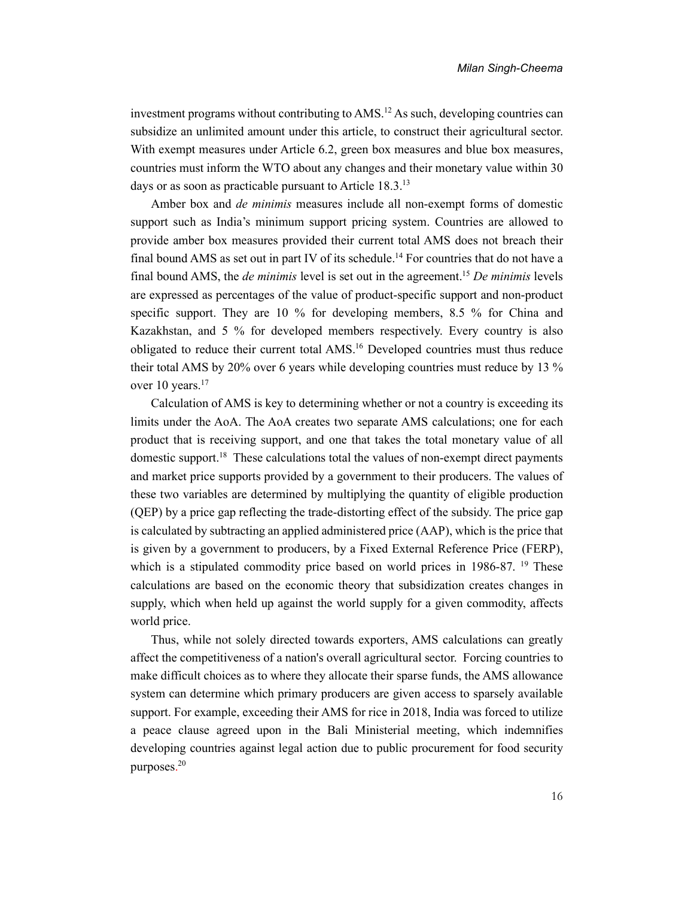investment programs without contributing to AMS.[12] As such, developing countries can subsidize an unlimited amount under this article, to construct their agricultural sector. With exempt measures under Article 6.2, green box measures and blue box measures, countries must inform the WTO about any changes and their monetary value within 30 days or as soon as practicable pursuant to Article 18.3.[13]

Amber box and *de minimis* measures include all non-exempt forms of domestic support such as India's minimum support pricing system. Countries are allowed to provide amber box measures provided their current total AMS does not breach their final bound AMS as set out in part IV of its schedule.[14] For countries that do not have a final bound AMS, the *de minimis* level is set out in the agreement.[15] *De minimis* levels are expressed as percentages of the value of product-specific support and non-product specific support. They are 10 % for developing members, 8.5 % for China and Kazakhstan, and 5 % for developed members respectively. Every country is also obligated to reduce their current total AMS.[16] Developed countries must thus reduce their total AMS by 20% over 6 years while developing countries must reduce by 13 % over 10 years.[17]

Calculation of AMS is key to determining whether or not a country is exceeding its limits under the AoA. The AoA creates two separate AMS calculations; one for each product that is receiving support, and one that takes the total monetary value of all domestic support.[18] These calculations total the values of non-exempt direct payments and market price supports provided by a government to their producers. The values of these two variables are determined by multiplying the quantity of eligible production (QEP) by a price gap reflecting the trade-distorting effect of the subsidy. The price gap is calculated by subtracting an applied administered price (AAP), which is the price that is given by a government to producers, by a Fixed External Reference Price (FERP), which is a stipulated commodity price based on world prices in 1986-87. [19] These calculations are based on the economic theory that subsidization creates changes in supply, which when held up against the world supply for a given commodity, affects world price.

Thus, while not solely directed towards exporters, AMS calculations can greatly affect the competitiveness of a nation's overall agricultural sector. Forcing countries to make difficult choices as to where they allocate their sparse funds, the AMS allowance system can determine which primary producers are given access to sparsely available support. For example, exceeding their AMS for rice in 2018, India was forced to utilize a peace clause agreed upon in the Bali Ministerial meeting, which indemnifies developing countries against legal action due to public procurement for food security purposes.[20]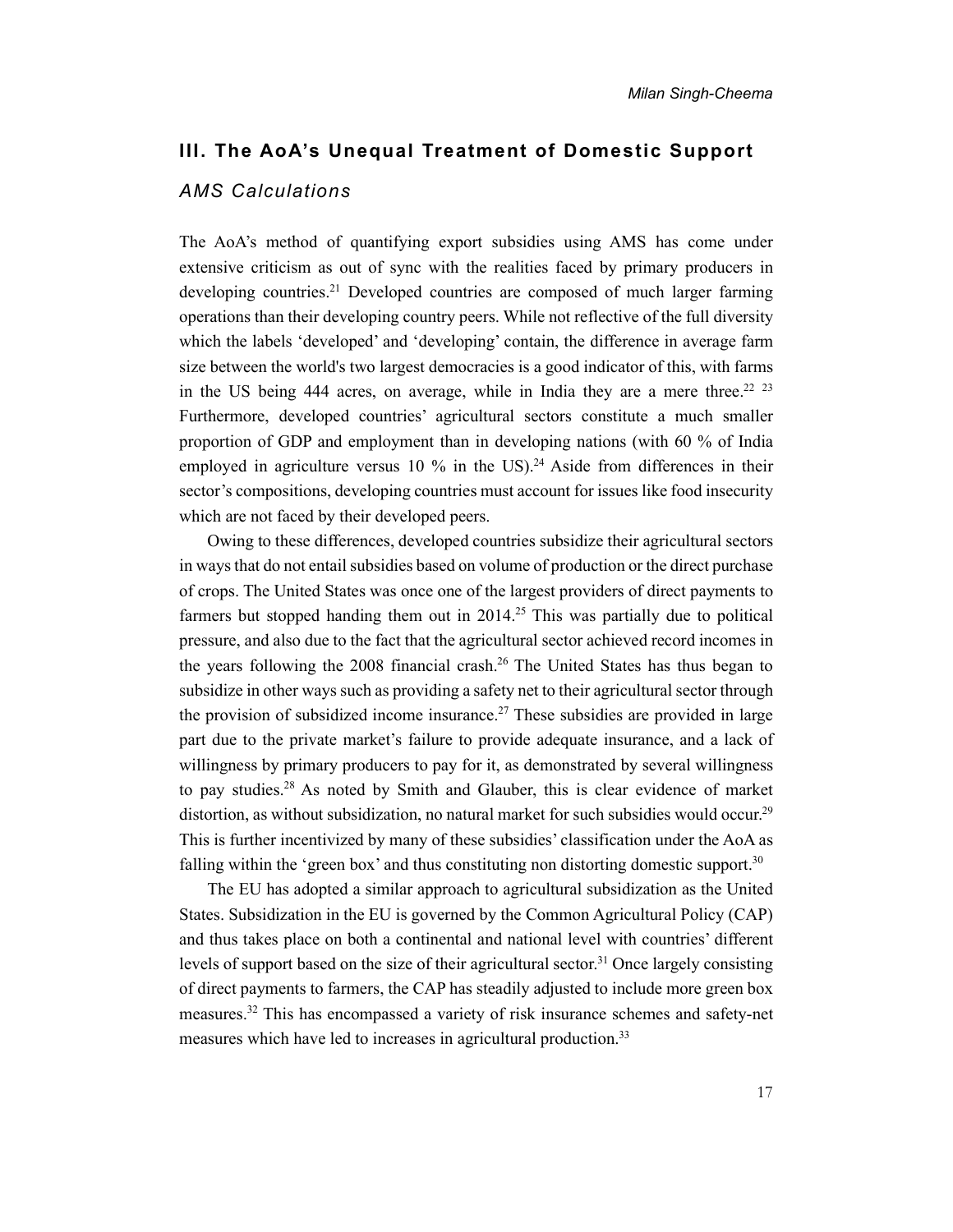## III. The AoA's Unequal Treatment of Domestic Support

### *AMS Calculations*

The AoA's method of quantifying export subsidies using AMS has come under extensive criticism as out of sync with the realities faced by primary producers in developing countries.[21] Developed countries are composed of much larger farming operations than their developing country peers. While not reflective of the full diversity which the labels 'developed' and 'developing' contain, the difference in average farm size between the world's two largest democracies is a good indicator of this, with farms in the US being 444 acres, on average, while in India they are a mere three.[22] [23] Furthermore, developed countries' agricultural sectors constitute a much smaller proportion of GDP and employment than in developing nations (with 60 % of India employed in agriculture versus 10 % in the US).[24] Aside from differences in their sector's compositions, developing countries must account for issues like food insecurity which are not faced by their developed peers.

Owing to these differences, developed countries subsidize their agricultural sectors in ways that do not entail subsidies based on volume of production or the direct purchase of crops. The United States was once one of the largest providers of direct payments to farmers but stopped handing them out in 2014.[25] This was partially due to political pressure, and also due to the fact that the agricultural sector achieved record incomes in the years following the 2008 financial crash.[26] The United States has thus began to subsidize in other ways such as providing a safety net to their agricultural sector through the provision of subsidized income insurance.[27] These subsidies are provided in large part due to the private market's failure to provide adequate insurance, and a lack of willingness by primary producers to pay for it, as demonstrated by several willingness to pay studies.[28] As noted by Smith and Glauber, this is clear evidence of market distortion, as without subsidization, no natural market for such subsidies would occur.[29] This is further incentivized by many of these subsidies' classification under the AoA as falling within the 'green box' and thus constituting non distorting domestic support.[30]

The EU has adopted a similar approach to agricultural subsidization as the United States. Subsidization in the EU is governed by the Common Agricultural Policy (CAP) and thus takes place on both a continental and national level with countries' different levels of support based on the size of their agricultural sector.[31] Once largely consisting of direct payments to farmers, the CAP has steadily adjusted to include more green box measures.[32] This has encompassed a variety of risk insurance schemes and safety-net measures which have led to increases in agricultural production.[33]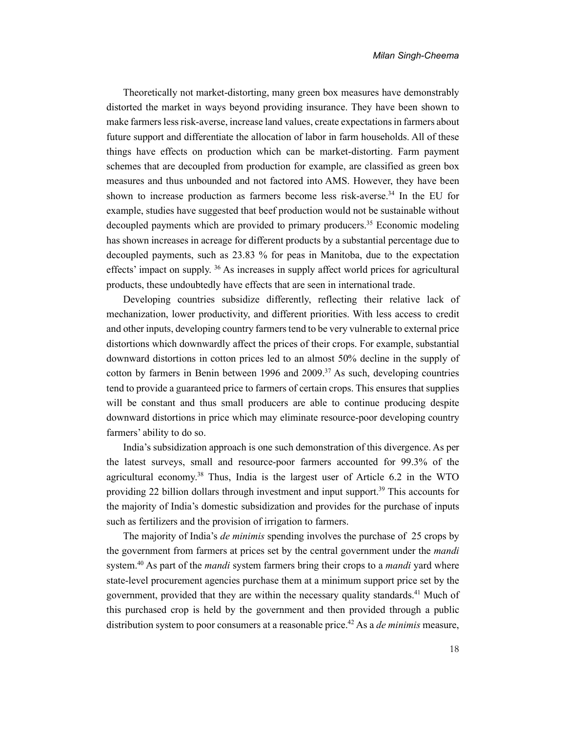Theoretically not market-distorting, many green box measures have demonstrably distorted the market in ways beyond providing insurance. They have been shown to make farmers less risk-averse, increase land values, create expectations in farmers about future support and differentiate the allocation of labor in farm households. All of these things have effects on production which can be market-distorting. Farm payment schemes that are decoupled from production for example, are classified as green box measures and thus unbounded and not factored into AMS. However, they have been shown to increase production as farmers become less risk-averse.[34] In the EU for example, studies have suggested that beef production would not be sustainable without decoupled payments which are provided to primary producers.[35] Economic modeling has shown increases in acreage for different products by a substantial percentage due to decoupled payments, such as 23.83 % for peas in Manitoba, due to the expectation effects' impact on supply. [36] As increases in supply affect world prices for agricultural products, these undoubtedly have effects that are seen in international trade.

Developing countries subsidize differently, reflecting their relative lack of mechanization, lower productivity, and different priorities. With less access to credit and other inputs, developing country farmers tend to be very vulnerable to external price distortions which downwardly affect the prices of their crops. For example, substantial downward distortions in cotton prices led to an almost 50% decline in the supply of cotton by farmers in Benin between 1996 and 2009.[37] As such, developing countries tend to provide a guaranteed price to farmers of certain crops. This ensures that supplies will be constant and thus small producers are able to continue producing despite downward distortions in price which may eliminate resource-poor developing country farmers' ability to do so.

India's subsidization approach is one such demonstration of this divergence. As per the latest surveys, small and resource-poor farmers accounted for 99.3% of the agricultural economy.[38] Thus, India is the largest user of Article 6.2 in the WTO providing 22 billion dollars through investment and input support.[39] This accounts for the majority of India's domestic subsidization and provides for the purchase of inputs such as fertilizers and the provision of irrigation to farmers.

The majority of India's *de minimis* spending involves the purchase of 25 crops by the government from farmers at prices set by the central government under the *mandi* system.[40] As part of the *mandi* system farmers bring their crops to a *mandi* yard where state-level procurement agencies purchase them at a minimum support price set by the government, provided that they are within the necessary quality standards.[41] Much of this purchased crop is held by the government and then provided through a public distribution system to poor consumers at a reasonable price.[42] As a *de minimis* measure,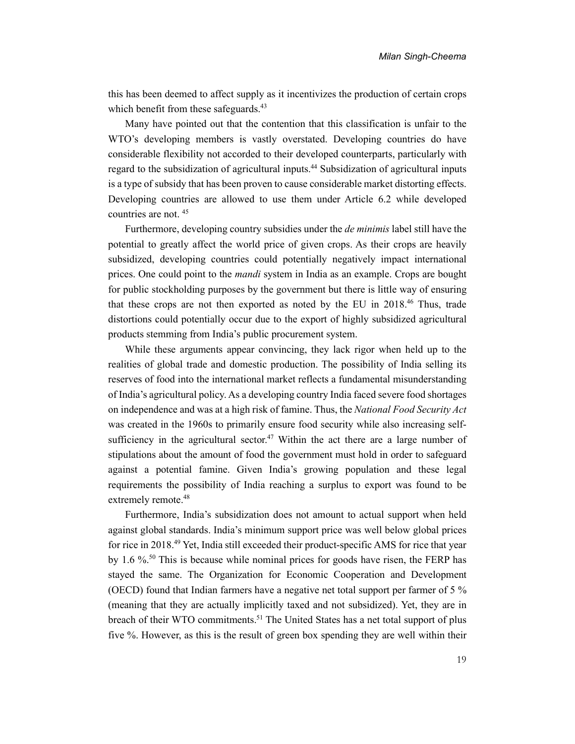this has been deemed to affect supply as it incentivizes the production of certain crops which benefit from these safeguards.[43]

Many have pointed out that the contention that this classification is unfair to the WTO's developing members is vastly overstated. Developing countries do have considerable flexibility not accorded to their developed counterparts, particularly with regard to the subsidization of agricultural inputs.[44] Subsidization of agricultural inputs is a type of subsidy that has been proven to cause considerable market distorting effects. Developing countries are allowed to use them under Article 6.2 while developed countries are not. [45]

Furthermore, developing country subsidies under the *de minimis* label still have the potential to greatly affect the world price of given crops. As their crops are heavily subsidized, developing countries could potentially negatively impact international prices. One could point to the *mandi* system in India as an example. Crops are bought for public stockholding purposes by the government but there is little way of ensuring that these crops are not then exported as noted by the EU in 2018.[46] Thus, trade distortions could potentially occur due to the export of highly subsidized agricultural products stemming from India's public procurement system.

While these arguments appear convincing, they lack rigor when held up to the realities of global trade and domestic production. The possibility of India selling its reserves of food into the international market reflects a fundamental misunderstanding of India's agricultural policy. As a developing country India faced severe food shortages on independence and was at a high risk of famine. Thus, the *National Food Security Act* was created in the 1960s to primarily ensure food security while also increasing self-sufficiency in the agricultural sector.[47] Within the act there are a large number of stipulations about the amount of food the government must hold in order to safeguard against a potential famine. Given India's growing population and these legal requirements the possibility of India reaching a surplus to export was found to be extremely remote.[48]

Furthermore, India's subsidization does not amount to actual support when held against global standards. India's minimum support price was well below global prices for rice in 2018.[49] Yet, India still exceeded their product-specific AMS for rice that year by 1.6 %.[50] This is because while nominal prices for goods have risen, the FERP has stayed the same. The Organization for Economic Cooperation and Development (OECD) found that Indian farmers have a negative net total support per farmer of 5 % (meaning that they are actually implicitly taxed and not subsidized). Yet, they are in breach of their WTO commitments.[51] The United States has a net total support of plus five %. However, as this is the result of green box spending they are well within their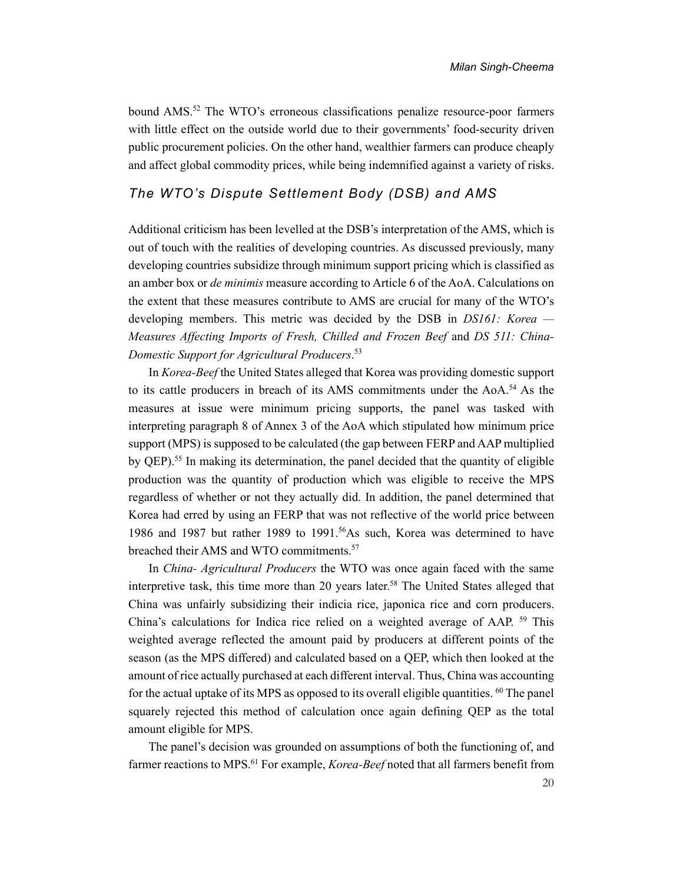bound AMS.[52] The WTO's erroneous classifications penalize resource-poor farmers with little effect on the outside world due to their governments' food-security driven public procurement policies. On the other hand, wealthier farmers can produce cheaply and affect global commodity prices, while being indemnified against a variety of risks.

### *The WTO's Dispute Settlement Body (DSB) and AMS*

Additional criticism has been levelled at the DSB's interpretation of the AMS, which is out of touch with the realities of developing countries. As discussed previously, many developing countries subsidize through minimum support pricing which is classified as an amber box or *de minimis* measure according to Article 6 of the AoA. Calculations on the extent that these measures contribute to AMS are crucial for many of the WTO's developing members. This metric was decided by the DSB in *DS161: Korea — Measures Affecting Imports of Fresh, Chilled and Frozen Beef* and *DS 511: China-Domestic Support for Agricultural Producers*.[53]

In *Korea-Beef* the United States alleged that Korea was providing domestic support to its cattle producers in breach of its AMS commitments under the AoA.[54] As the measures at issue were minimum pricing supports, the panel was tasked with interpreting paragraph 8 of Annex 3 of the AoA which stipulated how minimum price support (MPS) is supposed to be calculated (the gap between FERP and AAP multiplied by QEP).[55] In making its determination, the panel decided that the quantity of eligible production was the quantity of production which was eligible to receive the MPS regardless of whether or not they actually did. In addition, the panel determined that Korea had erred by using an FERP that was not reflective of the world price between 1986 and 1987 but rather 1989 to 1991.[56]As such, Korea was determined to have breached their AMS and WTO commitments.[57]

In *China- Agricultural Producers* the WTO was once again faced with the same interpretive task, this time more than 20 years later.[58] The United States alleged that China was unfairly subsidizing their indicia rice, japonica rice and corn producers. China's calculations for Indica rice relied on a weighted average of AAP. [59] This weighted average reflected the amount paid by producers at different points of the season (as the MPS differed) and calculated based on a QEP, which then looked at the amount of rice actually purchased at each different interval. Thus, China was accounting for the actual uptake of its MPS as opposed to its overall eligible quantities. [60] The panel squarely rejected this method of calculation once again defining QEP as the total amount eligible for MPS.

The panel's decision was grounded on assumptions of both the functioning of, and farmer reactions to MPS.[61] For example, *Korea-Beef* noted that all farmers benefit from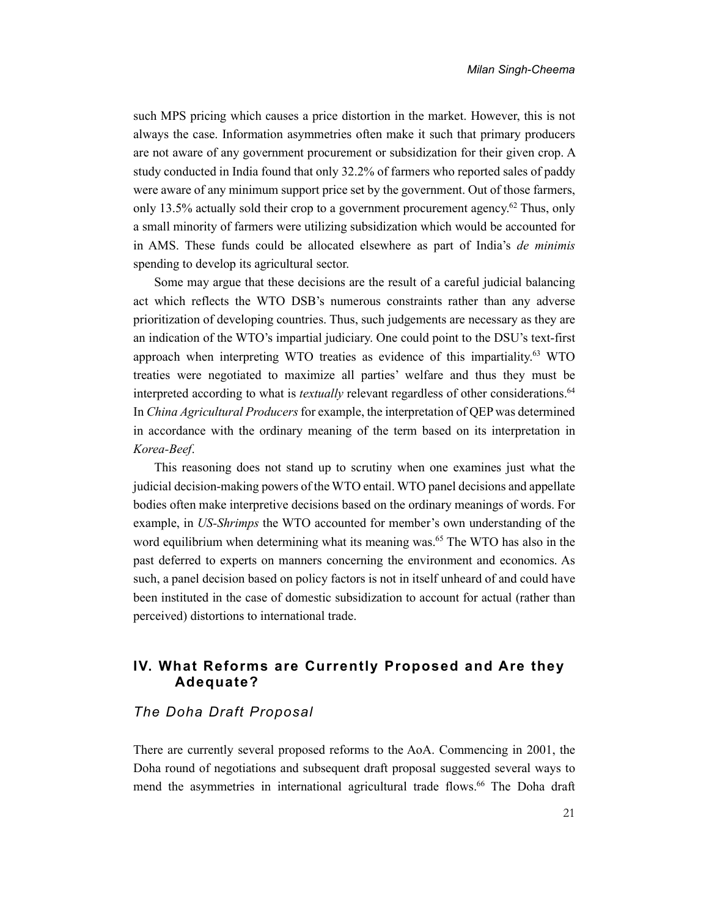such MPS pricing which causes a price distortion in the market. However, this is not always the case. Information asymmetries often make it such that primary producers are not aware of any government procurement or subsidization for their given crop. A study conducted in India found that only 32.2% of farmers who reported sales of paddy were aware of any minimum support price set by the government. Out of those farmers, only 13.5% actually sold their crop to a government procurement agency.[62] Thus, only a small minority of farmers were utilizing subsidization which would be accounted for in AMS. These funds could be allocated elsewhere as part of India's *de minimis* spending to develop its agricultural sector.

Some may argue that these decisions are the result of a careful judicial balancing act which reflects the WTO DSB's numerous constraints rather than any adverse prioritization of developing countries. Thus, such judgements are necessary as they are an indication of the WTO's impartial judiciary. One could point to the DSU's text-first approach when interpreting WTO treaties as evidence of this impartiality.[63] WTO treaties were negotiated to maximize all parties' welfare and thus they must be interpreted according to what is *textually* relevant regardless of other considerations.[64] In *China Agricultural Producers* for example, the interpretation of QEP was determined in accordance with the ordinary meaning of the term based on its interpretation in *Korea-Beef*.

This reasoning does not stand up to scrutiny when one examines just what the judicial decision-making powers of the WTO entail. WTO panel decisions and appellate bodies often make interpretive decisions based on the ordinary meanings of words. For example, in *US-Shrimps* the WTO accounted for member's own understanding of the word equilibrium when determining what its meaning was.[65] The WTO has also in the past deferred to experts on manners concerning the environment and economics. As such, a panel decision based on policy factors is not in itself unheard of and could have been instituted in the case of domestic subsidization to account for actual (rather than perceived) distortions to international trade.

## IV. What Reforms are Currently Proposed and Are they Adequate?

### *The Doha Draft Proposal*

There are currently several proposed reforms to the AoA. Commencing in 2001, the Doha round of negotiations and subsequent draft proposal suggested several ways to mend the asymmetries in international agricultural trade flows.[66] The Doha draft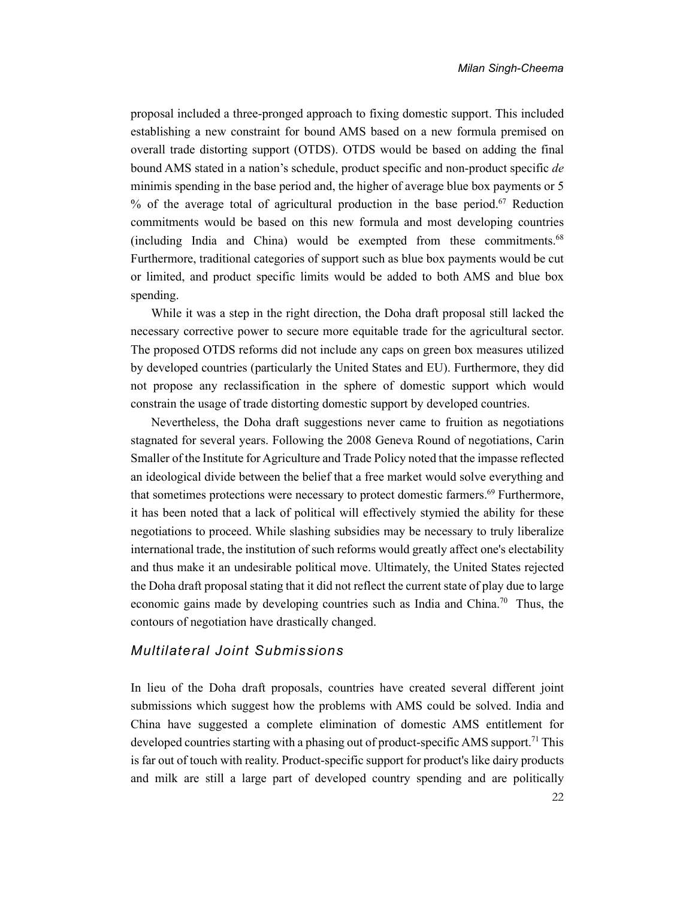proposal included a three-pronged approach to fixing domestic support. This included establishing a new constraint for bound AMS based on a new formula premised on overall trade distorting support (OTDS). OTDS would be based on adding the final bound AMS stated in a nation's schedule, product specific and non-product specific *de minimis* spending in the base period and, the higher of average blue box payments or 5 % of the average total of agricultural production in the base period.[67] Reduction commitments would be based on this new formula and most developing countries (including India and China) would be exempted from these commitments.[68] Furthermore, traditional categories of support such as blue box payments would be cut or limited, and product specific limits would be added to both AMS and blue box spending.

While it was a step in the right direction, the Doha draft proposal still lacked the necessary corrective power to secure more equitable trade for the agricultural sector. The proposed OTDS reforms did not include any caps on green box measures utilized by developed countries (particularly the United States and EU). Furthermore, they did not propose any reclassification in the sphere of domestic support which would constrain the usage of trade distorting domestic support by developed countries.

Nevertheless, the Doha draft suggestions never came to fruition as negotiations stagnated for several years. Following the 2008 Geneva Round of negotiations, Carin Smaller of the Institute for Agriculture and Trade Policy noted that the impasse reflected an ideological divide between the belief that a free market would solve everything and that sometimes protections were necessary to protect domestic farmers.[69] Furthermore, it has been noted that a lack of political will effectively stymied the ability for these negotiations to proceed. While slashing subsidies may be necessary to truly liberalize international trade, the institution of such reforms would greatly affect one's electability and thus make it an undesirable political move. Ultimately, the United States rejected the Doha draft proposal stating that it did not reflect the current state of play due to large economic gains made by developing countries such as India and China.[70] Thus, the contours of negotiation have drastically changed.

### *Multilateral Joint Submissions*

In lieu of the Doha draft proposals, countries have created several different joint submissions which suggest how the problems with AMS could be solved. India and China have suggested a complete elimination of domestic AMS entitlement for developed countries starting with a phasing out of product-specific AMS support.[71] This is far out of touch with reality. Product-specific support for product's like dairy products and milk are still a large part of developed country spending and are politically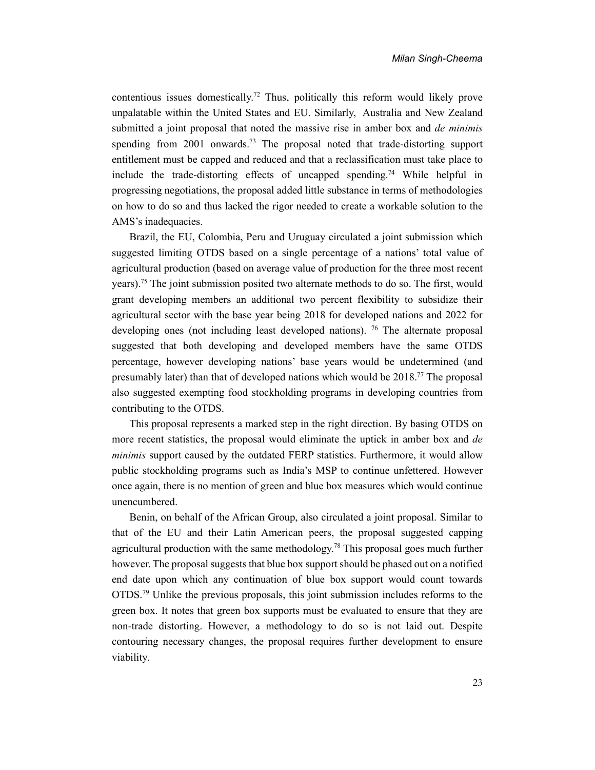contentious issues domestically.[72] Thus, politically this reform would likely prove unpalatable within the United States and EU. Similarly, Australia and New Zealand submitted a joint proposal that noted the massive rise in amber box and *de minimis* spending from 2001 onwards.[73] The proposal noted that trade-distorting support entitlement must be capped and reduced and that a reclassification must take place to include the trade-distorting effects of uncapped spending.[74] While helpful in progressing negotiations, the proposal added little substance in terms of methodologies on how to do so and thus lacked the rigor needed to create a workable solution to the AMS's inadequacies.

Brazil, the EU, Colombia, Peru and Uruguay circulated a joint submission which suggested limiting OTDS based on a single percentage of a nations' total value of agricultural production (based on average value of production for the three most recent years).[75] The joint submission posited two alternate methods to do so. The first, would grant developing members an additional two percent flexibility to subsidize their agricultural sector with the base year being 2018 for developed nations and 2022 for developing ones (not including least developed nations). [76] The alternate proposal suggested that both developing and developed members have the same OTDS percentage, however developing nations' base years would be undetermined (and presumably later) than that of developed nations which would be 2018.[77] The proposal also suggested exempting food stockholding programs in developing countries from contributing to the OTDS.

This proposal represents a marked step in the right direction. By basing OTDS on more recent statistics, the proposal would eliminate the uptick in amber box and *de minimis* support caused by the outdated FERP statistics. Furthermore, it would allow public stockholding programs such as India's MSP to continue unfettered. However once again, there is no mention of green and blue box measures which would continue unencumbered.

Benin, on behalf of the African Group, also circulated a joint proposal. Similar to that of the EU and their Latin American peers, the proposal suggested capping agricultural production with the same methodology.[78] This proposal goes much further however. The proposal suggests that blue box support should be phased out on a notified end date upon which any continuation of blue box support would count towards OTDS.[79] Unlike the previous proposals, this joint submission includes reforms to the green box. It notes that green box supports must be evaluated to ensure that they are non-trade distorting. However, a methodology to do so is not laid out. Despite contouring necessary changes, the proposal requires further development to ensure viability.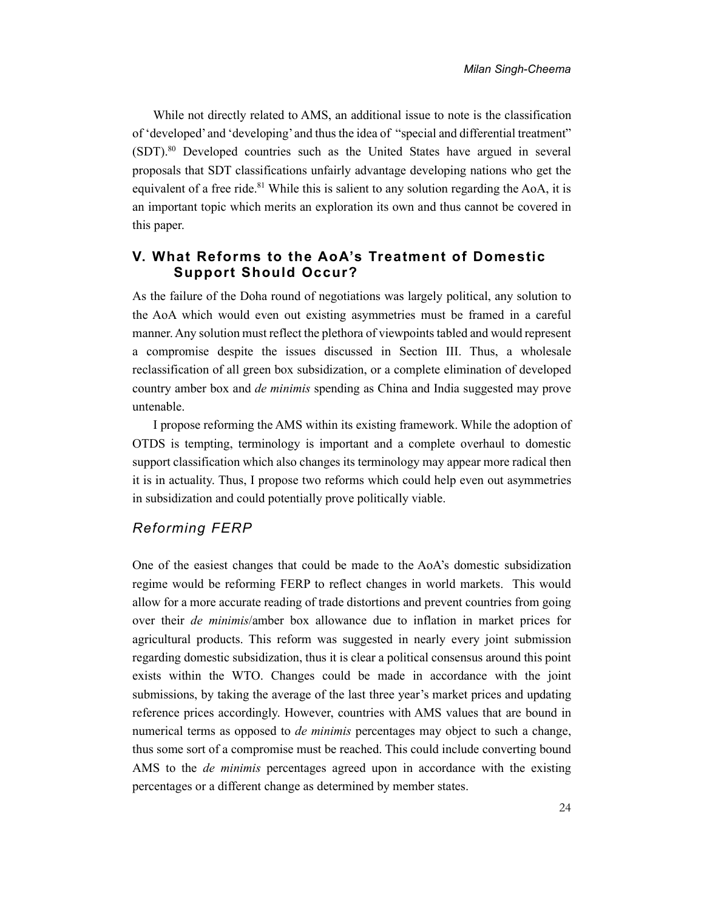While not directly related to AMS, an additional issue to note is the classification of 'developed' and 'developing' and thus the idea of "special and differential treatment" (SDT).[80] Developed countries such as the United States have argued in several proposals that SDT classifications unfairly advantage developing nations who get the equivalent of a free ride.[81] While this is salient to any solution regarding the AoA, it is an important topic which merits an exploration its own and thus cannot be covered in this paper.

## V. What Reforms to the AoA's Treatment of Domestic Support Should Occur?

As the failure of the Doha round of negotiations was largely political, any solution to the AoA which would even out existing asymmetries must be framed in a careful manner. Any solution must reflect the plethora of viewpoints tabled and would represent a compromise despite the issues discussed in Section III. Thus, a wholesale reclassification of all green box subsidization, or a complete elimination of developed country amber box and *de minimis* spending as China and India suggested may prove untenable.

I propose reforming the AMS within its existing framework. While the adoption of OTDS is tempting, terminology is important and a complete overhaul to domestic support classification which also changes its terminology may appear more radical then it is in actuality. Thus, I propose two reforms which could help even out asymmetries in subsidization and could potentially prove politically viable.

### *Reforming FERP*

One of the easiest changes that could be made to the AoA's domestic subsidization regime would be reforming FERP to reflect changes in world markets. This would allow for a more accurate reading of trade distortions and prevent countries from going over their *de minimis*/amber box allowance due to inflation in market prices for agricultural products. This reform was suggested in nearly every joint submission regarding domestic subsidization, thus it is clear a political consensus around this point exists within the WTO. Changes could be made in accordance with the joint submissions, by taking the average of the last three year's market prices and updating reference prices accordingly. However, countries with AMS values that are bound in numerical terms as opposed to *de minimis* percentages may object to such a change, thus some sort of a compromise must be reached. This could include converting bound AMS to the *de minimis* percentages agreed upon in accordance with the existing percentages or a different change as determined by member states.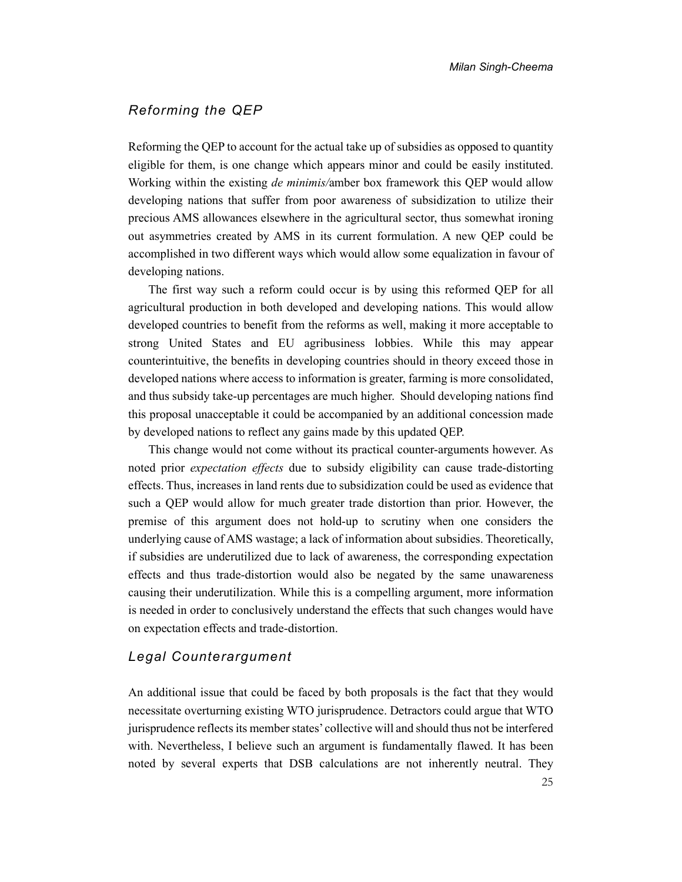## *Reforming the QEP*

Reforming the QEP to account for the actual take up of subsidies as opposed to quantity eligible for them, is one change which appears minor and could be easily instituted. Working within the existing *de minimis/*amber box framework this QEP would allow developing nations that suffer from poor awareness of subsidization to utilize their precious AMS allowances elsewhere in the agricultural sector, thus somewhat ironing out asymmetries created by AMS in its current formulation. A new QEP could be accomplished in two different ways which would allow some equalization in favour of developing nations.

The first way such a reform could occur is by using this reformed QEP for all agricultural production in both developed and developing nations. This would allow developed countries to benefit from the reforms as well, making it more acceptable to strong United States and EU agribusiness lobbies. While this may appear counterintuitive, the benefits in developing countries should in theory exceed those in developed nations where access to information is greater, farming is more consolidated, and thus subsidy take-up percentages are much higher. Should developing nations find this proposal unacceptable it could be accompanied by an additional concession made by developed nations to reflect any gains made by this updated QEP.

This change would not come without its practical counter-arguments however. As noted prior *expectation effects* due to subsidy eligibility can cause trade-distorting effects. Thus, increases in land rents due to subsidization could be used as evidence that such a QEP would allow for much greater trade distortion than prior. However, the premise of this argument does not hold-up to scrutiny when one considers the underlying cause of AMS wastage; a lack of information about subsidies. Theoretically, if subsidies are underutilized due to lack of awareness, the corresponding expectation effects and thus trade-distortion would also be negated by the same unawareness causing their underutilization. While this is a compelling argument, more information is needed in order to conclusively understand the effects that such changes would have on expectation effects and trade-distortion.

## *Legal Counterargument*

An additional issue that could be faced by both proposals is the fact that they would necessitate overturning existing WTO jurisprudence. Detractors could argue that WTO jurisprudence reflects its member states' collective will and should thus not be interfered with. Nevertheless, I believe such an argument is fundamentally flawed. It has been noted by several experts that DSB calculations are not inherently neutral. They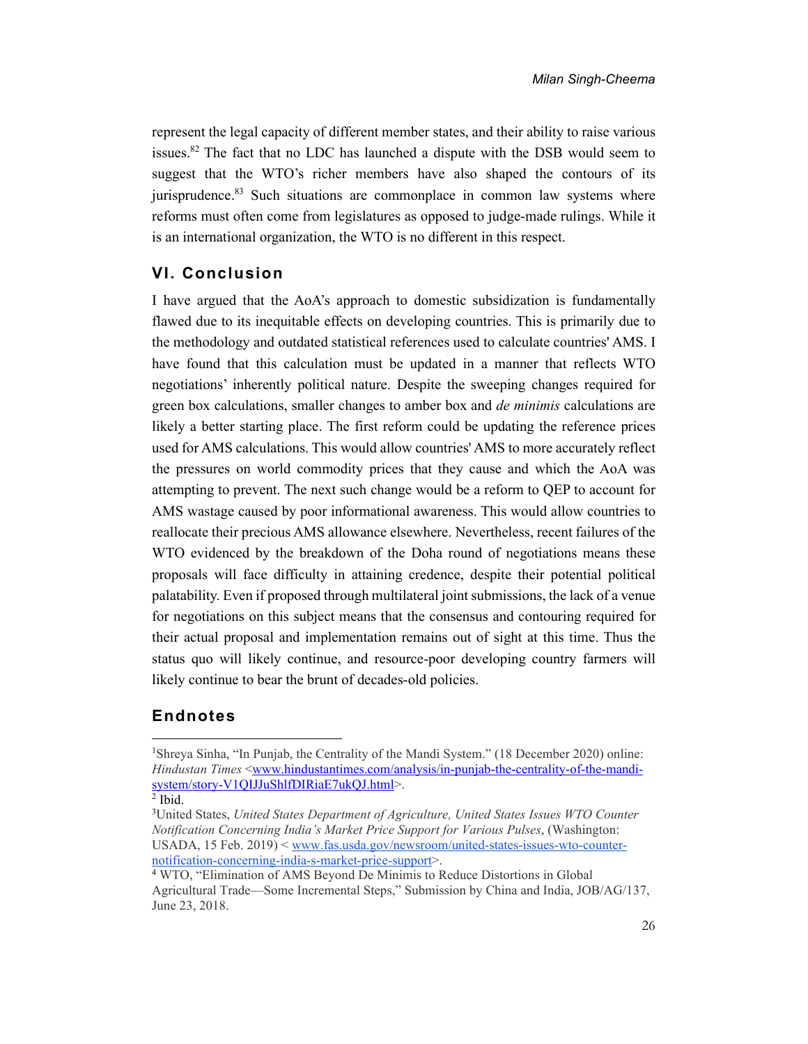represent the legal capacity of different member states, and their ability to raise various issues.[82] The fact that no LDC has launched a dispute with the DSB would seem to suggest that the WTO's richer members have also shaped the contours of its jurisprudence.[83] Such situations are commonplace in common law systems where reforms must often come from legislatures as opposed to judge-made rulings. While it is an international organization, the WTO is no different in this respect.

## VI. Conclusion

I have argued that the AoA's approach to domestic subsidization is fundamentally flawed due to its inequitable effects on developing countries. This is primarily due to the methodology and outdated statistical references used to calculate countries' AMS. I have found that this calculation must be updated in a manner that reflects WTO negotiations' inherently political nature. Despite the sweeping changes required for green box calculations, smaller changes to amber box and *de minimis* calculations are likely a better starting place. The first reform could be updating the reference prices used for AMS calculations. This would allow countries' AMS to more accurately reflect the pressures on world commodity prices that they cause and which the AoA was attempting to prevent. The next such change would be a reform to QEP to account for AMS wastage caused by poor informational awareness. This would allow countries to reallocate their precious AMS allowance elsewhere. Nevertheless, recent failures of the WTO evidenced by the breakdown of the Doha round of negotiations means these proposals will face difficulty in attaining credence, despite their potential political palatability. Even if proposed through multilateral joint submissions, the lack of a venue for negotiations on this subject means that the consensus and contouring required for their actual proposal and implementation remains out of sight at this time. Thus the status quo will likely continue, and resource-poor developing country farmers will likely continue to bear the brunt of decades-old policies.

## Endnotes

[1]Shreya Sinha, "In Punjab, the Centrality of the Mandi System." (18 December 2020) online: *Hindustan Times* <www.hindustantimes.com/analysis/in-punjab-the-centrality-of-the-mandi-system/story-V1QIJJuShlfDIRiaE7ukQJ.html>.

[2] Ibid.

[3]United States, *United States Department of Agriculture, United States Issues WTO Counter Notification Concerning India's Market Price Support for Various Pulses*, (Washington: USADA, 15 Feb. 2019) < www.fas.usda.gov/newsroom/united-states-issues-wto-counter-notification-concerning-india-s-market-price-support>.

[4] WTO, "Elimination of AMS Beyond De Minimis to Reduce Distortions in Global Agricultural Trade—Some Incremental Steps," Submission by China and India, JOB/AG/137, June 23, 2018.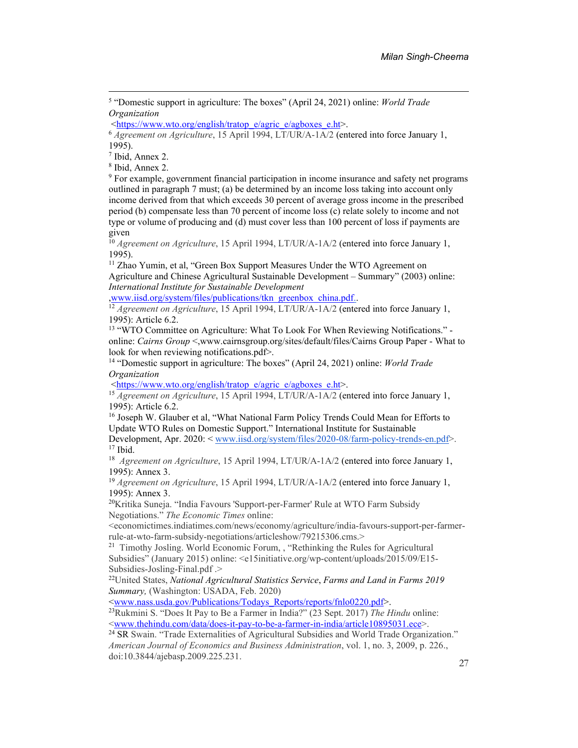[5] "Domestic support in agriculture: The boxes" (April 24, 2021) online: *World Trade Organization* <https://www.wto.org/english/tratop_e/agric_e/agboxes_e.ht>.

[6] *Agreement on Agriculture*, 15 April 1994, LT/UR/A-1A/2 (entered into force January 1, 1995).

[7] Ibid, Annex 2.

[8] Ibid, Annex 2.

[9] For example, government financial participation in income insurance and safety net programs outlined in paragraph 7 must; (a) be determined by an income loss taking into account only income derived from that which exceeds 30 percent of average gross income in the prescribed period (b) compensate less than 70 percent of income loss (c) relate solely to income and not type or volume of producing and (d) must cover less than 100 percent of loss if payments are given

[10] *Agreement on Agriculture*, 15 April 1994, LT/UR/A-1A/2 (entered into force January 1, 1995).

[11] Zhao Yumin, et al, "Green Box Support Measures Under the WTO Agreement on Agriculture and Chinese Agricultural Sustainable Development – Summary" (2003) online: *International Institute for Sustainable Development* ,www.iisd.org/system/files/publications/tkn_greenbox_china.pdf..

[12] *Agreement on Agriculture*, 15 April 1994, LT/UR/A-1A/2 (entered into force January 1, 1995): Article 6.2.

[13] "WTO Committee on Agriculture: What To Look For When Reviewing Notifications." - online: *Cairns Group* <,www.cairnsgroup.org/sites/default/files/Cairns Group Paper - What to look for when reviewing notifications.pdf>.

[14] "Domestic support in agriculture: The boxes" (April 24, 2021) online: *World Trade Organization* <https://www.wto.org/english/tratop_e/agric_e/agboxes_e.ht>.

[15] *Agreement on Agriculture*, 15 April 1994, LT/UR/A-1A/2 (entered into force January 1, 1995): Article 6.2.

[16] Joseph W. Glauber et al, "What National Farm Policy Trends Could Mean for Efforts to Update WTO Rules on Domestic Support." International Institute for Sustainable Development, Apr. 2020: < www.iisd.org/system/files/2020-08/farm-policy-trends-en.pdf>.

[17] Ibid.

[18] *Agreement on Agriculture*, 15 April 1994, LT/UR/A-1A/2 (entered into force January 1, 1995): Annex 3.

[19] *Agreement on Agriculture*, 15 April 1994, LT/UR/A-1A/2 (entered into force January 1, 1995): Annex 3.

[20] Kritika Suneja. "India Favours 'Support-per-Farmer' Rule at WTO Farm Subsidy Negotiations." *The Economic Times* online: <economictimes.indiatimes.com/news/economy/agriculture/india-favours-support-per-farmer-rule-at-wto-farm-subsidy-negotiations/articleshow/79215306.cms.>

[21] Timothy Josling. World Economic Forum, , "Rethinking the Rules for Agricultural Subsidies" (January 2015) online: <e15initiative.org/wp-content/uploads/2015/09/E15-Subsidies-Josling-Final.pdf .>

[22] United States, *National Agricultural Statistics Service*, *Farms and Land in Farms 2019 Summary,* (Washington: USADA, Feb. 2020) <www.nass.usda.gov/Publications/Todays_Reports/reports/fnlo0220.pdf>.

[23] Rukmini S. "Does It Pay to Be a Farmer in India?" (23 Sept. 2017) *The Hindu* online: <www.thehindu.com/data/does-it-pay-to-be-a-farmer-in-india/article10895031.ece>.

[24] SR Swain. "Trade Externalities of Agricultural Subsidies and World Trade Organization." *American Journal of Economics and Business Administration*, vol. 1, no. 3, 2009, p. 226., doi:10.3844/ajebasp.2009.225.231.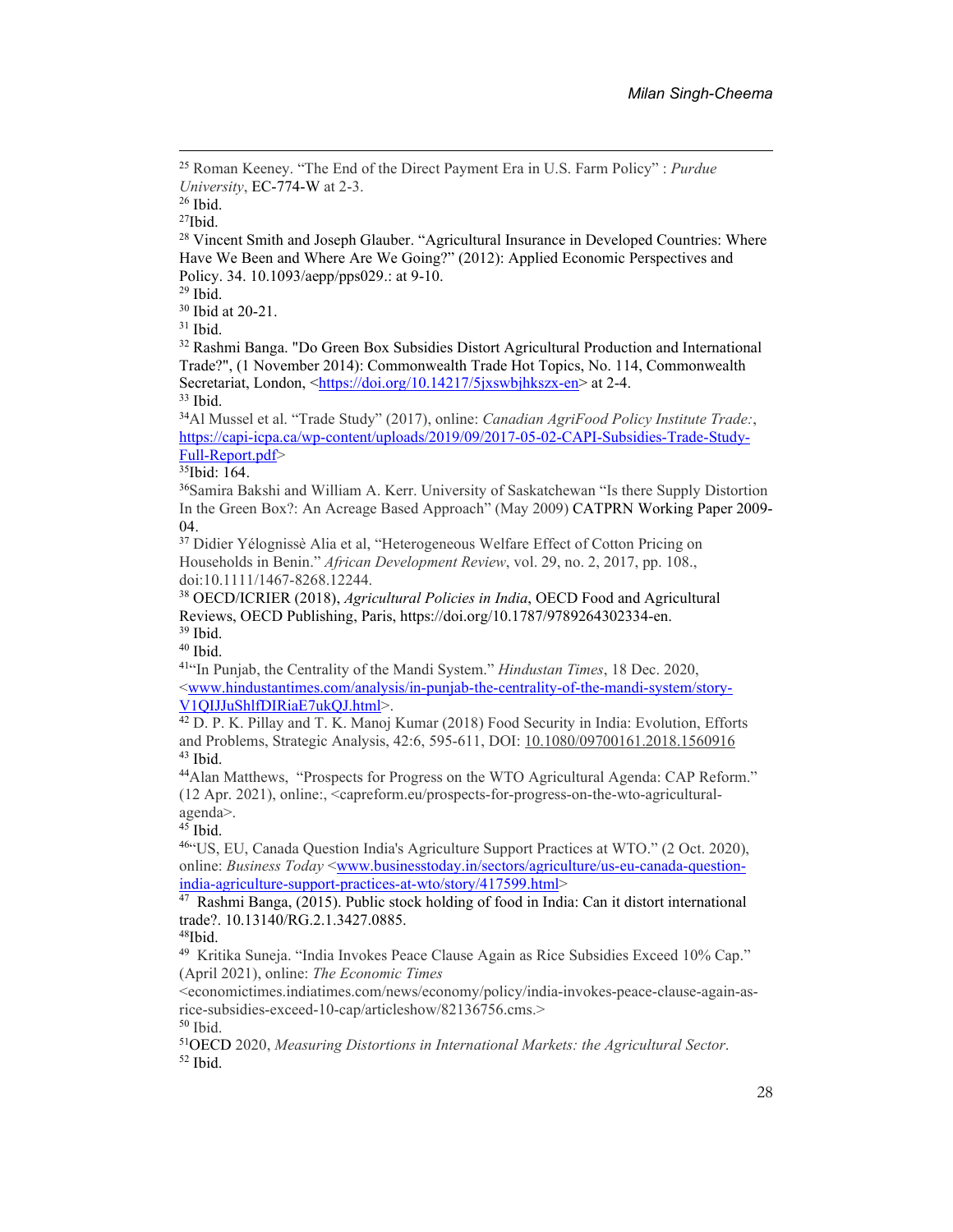[25] Roman Keeney. "The End of the Direct Payment Era in U.S. Farm Policy" : *Purdue University*, EC-774-W at 2-3.

[26] Ibid.

[27] Ibid.

[28] Vincent Smith and Joseph Glauber. "Agricultural Insurance in Developed Countries: Where Have We Been and Where Are We Going?" (2012): Applied Economic Perspectives and Policy. 34. 10.1093/aepp/pps029.: at 9-10.

[29] Ibid.

[30] Ibid at 20-21.

[31] Ibid.

[32] Rashmi Banga. "Do Green Box Subsidies Distort Agricultural Production and International Trade?", (1 November 2014): Commonwealth Trade Hot Topics, No. 114, Commonwealth Secretariat, London, <https://doi.org/10.14217/5jxswbjhkszx-en> at 2-4.

[33] Ibid.

[34] Al Mussel et al. "Trade Study" (2017), online: *Canadian AgriFood Policy Institute Trade:*, https://capi-icpa.ca/wp-content/uploads/2019/09/2017-05-02-CAPI-Subsidies-Trade-Study-Full-Report.pdf>

[35] Ibid: 164.

[36] Samira Bakshi and William A. Kerr. University of Saskatchewan "Is there Supply Distortion In the Green Box?: An Acreage Based Approach" (May 2009) CATPRN Working Paper 2009-04.

[37] Didier Yélognissè Alia et al, "Heterogeneous Welfare Effect of Cotton Pricing on Households in Benin." *African Development Review*, vol. 29, no. 2, 2017, pp. 108., doi:10.1111/1467-8268.12244.

[38] OECD/ICRIER (2018), *Agricultural Policies in India*, OECD Food and Agricultural Reviews, OECD Publishing, Paris, https://doi.org/10.1787/9789264302334-en.

[39] Ibid.

[40] Ibid.

[41] "In Punjab, the Centrality of the Mandi System." *Hindustan Times*, 18 Dec. 2020, <www.hindustantimes.com/analysis/in-punjab-the-centrality-of-the-mandi-system/story-V1QIJJuShlfDIRiaE7ukQJ.html>.

[42] D. P. K. Pillay and T. K. Manoj Kumar (2018) Food Security in India: Evolution, Efforts and Problems, Strategic Analysis, 42:6, 595-611, DOI: 10.1080/09700161.2018.1560916

[43] Ibid.

[44] Alan Matthews, "Prospects for Progress on the WTO Agricultural Agenda: CAP Reform." (12 Apr. 2021), online:, <capreform.eu/prospects-for-progress-on-the-wto-agricultural-agenda>.

[45] Ibid.

[46] "US, EU, Canada Question India's Agriculture Support Practices at WTO." (2 Oct. 2020), online: *Business Today* <www.businesstoday.in/sectors/agriculture/us-eu-canada-question-india-agriculture-support-practices-at-wto/story/417599.html>

[47] Rashmi Banga, (2015). Public stock holding of food in India: Can it distort international trade?. 10.13140/RG.2.1.3427.0885.

[48] Ibid.

[49] Kritika Suneja. "India Invokes Peace Clause Again as Rice Subsidies Exceed 10% Cap." (April 2021), online: *The Economic Times* <economictimes.indiatimes.com/news/economy/policy/india-invokes-peace-clause-again-as-rice-subsidies-exceed-10-cap/articleshow/82136756.cms.>

[50] Ibid.

[51] OECD 2020, *Measuring Distortions in International Markets: the Agricultural Sector*.

[52] Ibid.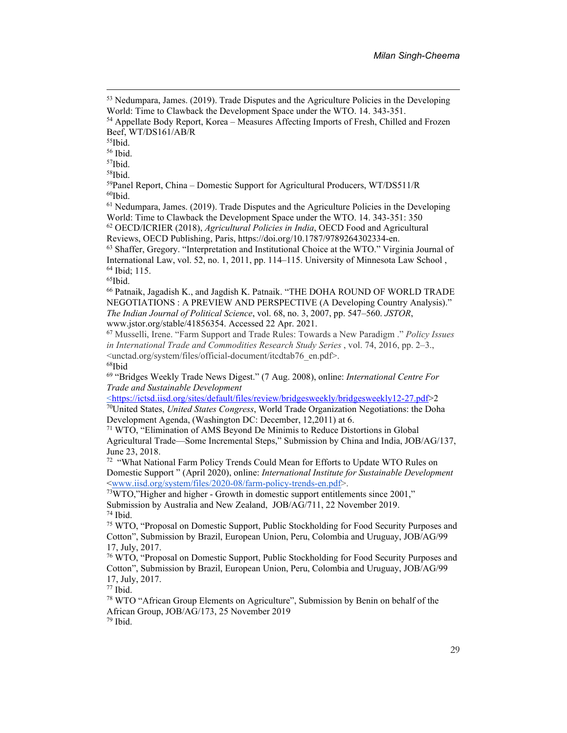[53] Nedumpara, James. (2019). Trade Disputes and the Agriculture Policies in the Developing World: Time to Clawback the Development Space under the WTO. 14. 343-351.

[54] Appellate Body Report, Korea – Measures Affecting Imports of Fresh, Chilled and Frozen Beef, WT/DS161/AB/R

[55]Ibid.

[56] Ibid.

[57]Ibid.

[58]Ibid.

[59]Panel Report, China – Domestic Support for Agricultural Producers, WT/DS511/R

[60]Ibid.

[61] Nedumpara, James. (2019). Trade Disputes and the Agriculture Policies in the Developing World: Time to Clawback the Development Space under the WTO. 14. 343-351: 350

[62] OECD/ICRIER (2018), *Agricultural Policies in India*, OECD Food and Agricultural Reviews, OECD Publishing, Paris, https://doi.org/10.1787/9789264302334-en.

[63] Shaffer, Gregory. "Interpretation and Institutional Choice at the WTO." Virginia Journal of International Law, vol. 52, no. 1, 2011, pp. 114–115. University of Minnesota Law School ,

[64] Ibid; 115.

[65]Ibid.

[66] Patnaik, Jagadish K., and Jagdish K. Patnaik. "THE DOHA ROUND OF WORLD TRADE NEGOTIATIONS : A PREVIEW AND PERSPECTIVE (A Developing Country Analysis)." *The Indian Journal of Political Science*, vol. 68, no. 3, 2007, pp. 547–560. *JSTOR*, www.jstor.org/stable/41856354. Accessed 22 Apr. 2021.

[67] Musselli, Irene. "Farm Support and Trade Rules: Towards a New Paradigm ." *Policy Issues in International Trade and Commodities Research Study Series* , vol. 74, 2016, pp. 2–3., <unctad.org/system/files/official-document/itcdtab76_en.pdf>.

[68]Ibid

[69] "Bridges Weekly Trade News Digest." (7 Aug. 2008), online: *International Centre For Trade and Sustainable Development* <https://ictsd.iisd.org/sites/default/files/review/bridgesweekly/bridgesweekly12-27.pdf>2

[70]United States, *United States Congress*, World Trade Organization Negotiations: the Doha Development Agenda, (Washington DC: December, 12,2011) at 6.

[71] WTO, "Elimination of AMS Beyond De Minimis to Reduce Distortions in Global Agricultural Trade—Some Incremental Steps," Submission by China and India, JOB/AG/137, June 23, 2018.

[72] "What National Farm Policy Trends Could Mean for Efforts to Update WTO Rules on Domestic Support " (April 2020), online: *International Institute for Sustainable Development* <www.iisd.org/system/files/2020-08/farm-policy-trends-en.pdf>.

[73]WTO,"Higher and higher - Growth in domestic support entitlements since 2001," Submission by Australia and New Zealand, JOB/AG/711, 22 November 2019.

[74] Ibid.

[75] WTO, "Proposal on Domestic Support, Public Stockholding for Food Security Purposes and Cotton", Submission by Brazil, European Union, Peru, Colombia and Uruguay, JOB/AG/99 17, July, 2017.

[76] WTO, "Proposal on Domestic Support, Public Stockholding for Food Security Purposes and Cotton", Submission by Brazil, European Union, Peru, Colombia and Uruguay, JOB/AG/99 17, July, 2017.

[77] Ibid.

[78] WTO "African Group Elements on Agriculture", Submission by Benin on behalf of the African Group, JOB/AG/173, 25 November 2019

[79] Ibid.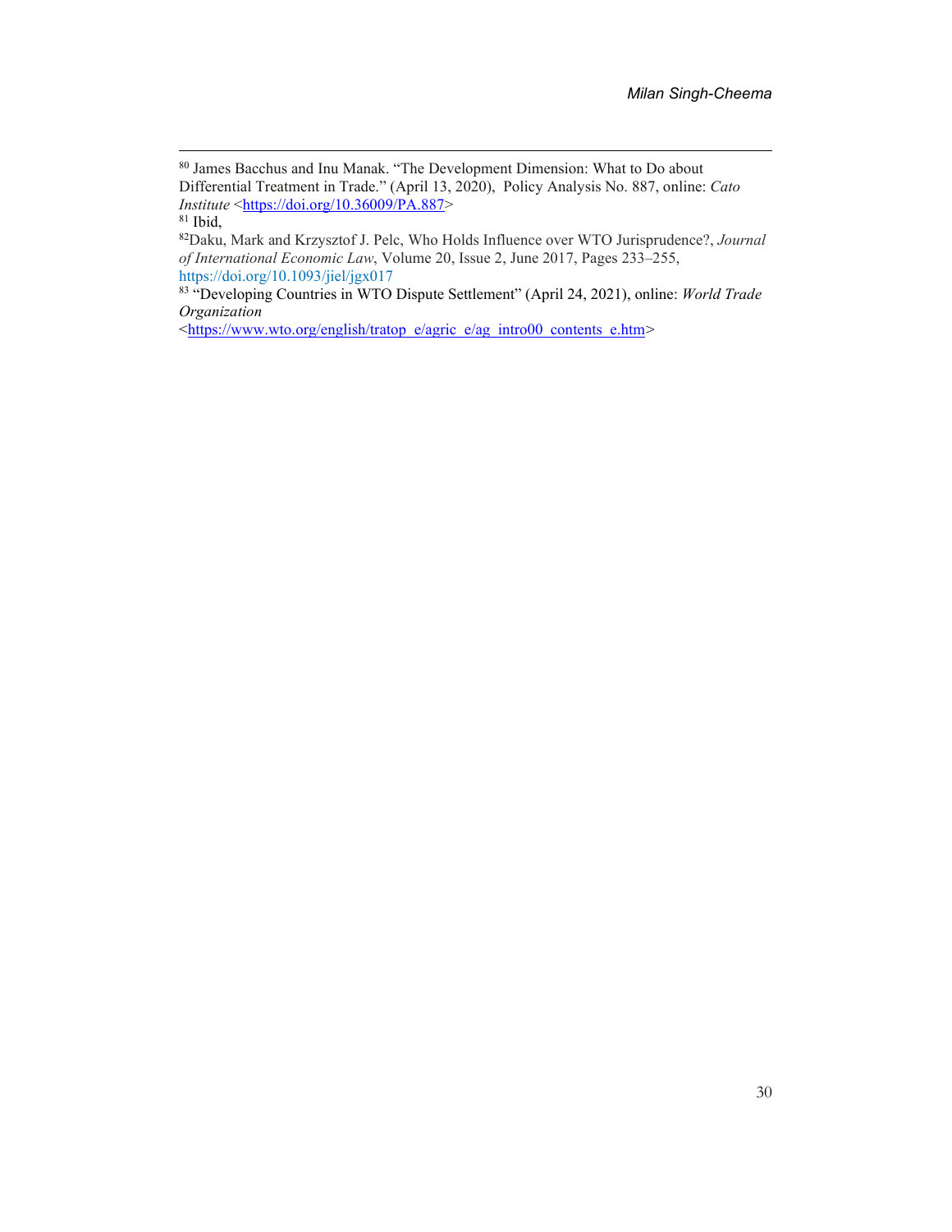[80] James Bacchus and Inu Manak. "The Development Dimension: What to Do about Differential Treatment in Trade." (April 13, 2020), Policy Analysis No. 887, online: *Cato Institute* <https://doi.org/10.36009/PA.887>

[81] Ibid,

[82] Daku, Mark and Krzysztof J. Pelc, Who Holds Influence over WTO Jurisprudence?, *Journal of International Economic Law*, Volume 20, Issue 2, June 2017, Pages 233–255, https://doi.org/10.1093/jiel/jgx017

[83] "Developing Countries in WTO Dispute Settlement" (April 24, 2021), online: *World Trade Organization* <https://www.wto.org/english/tratop_e/agric_e/ag_intro00_contents_e.htm>